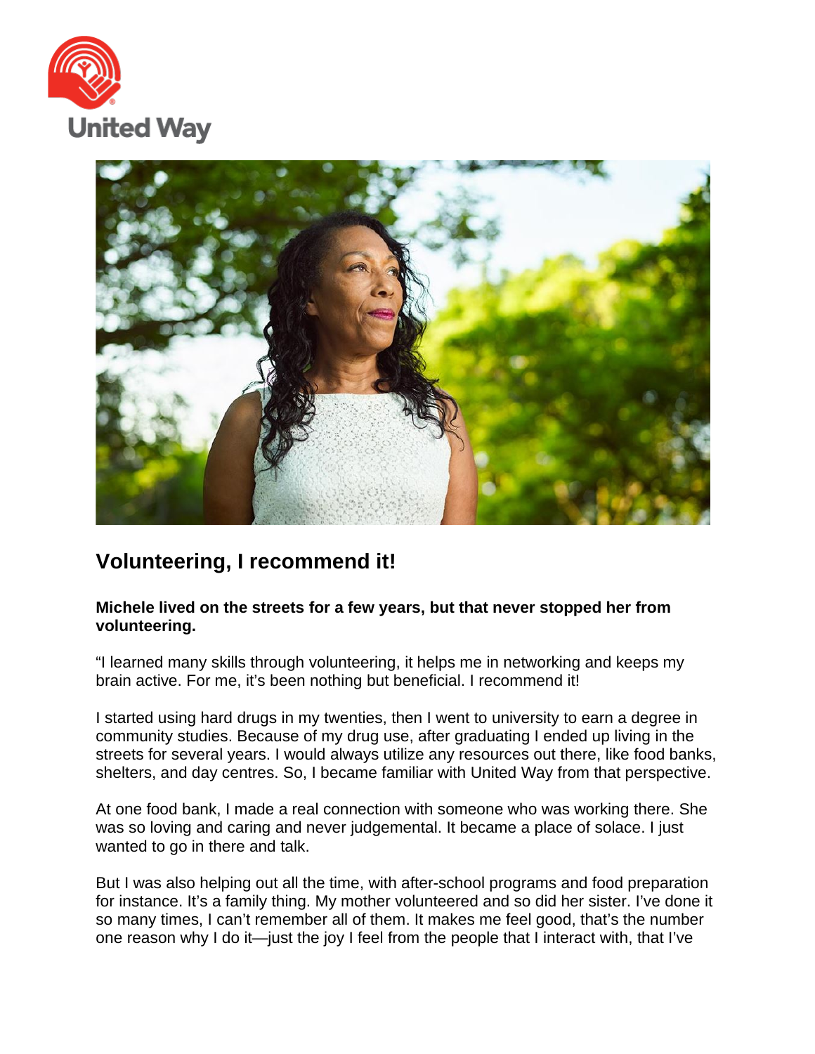United Way

## Volunteering, I recommend it!

**Michele lived on the streets for a few years, but that never stopped her from volunteering.**

"I learned many skills through volunteering, it helps me in networking and keeps my brain active. For me, it's been nothing but beneficial. I recommend it!

I started using hard drugs in my twenties, then I went to university to earn a degree in community studies. Because of my drug use, after graduating I ended up living in the streets for several years. I would always utilize any resources out there, like food banks, shelters, and day centres. So, I became familiar with United Way from that perspective.

At one food bank, I made a real connection with someone who was working there. She was so loving and caring and never judgemental. It became a place of solace. I just wanted to go in there and talk.

But I was also helping out all the time, with after-school programs and food preparation for instance. It's a family thing. My mother volunteered and so did her sister. I've done it so many times, I can't remember all of them. It makes me feel good, that's the number one reason why I do it—just the joy I feel from the people that I interact with, that I've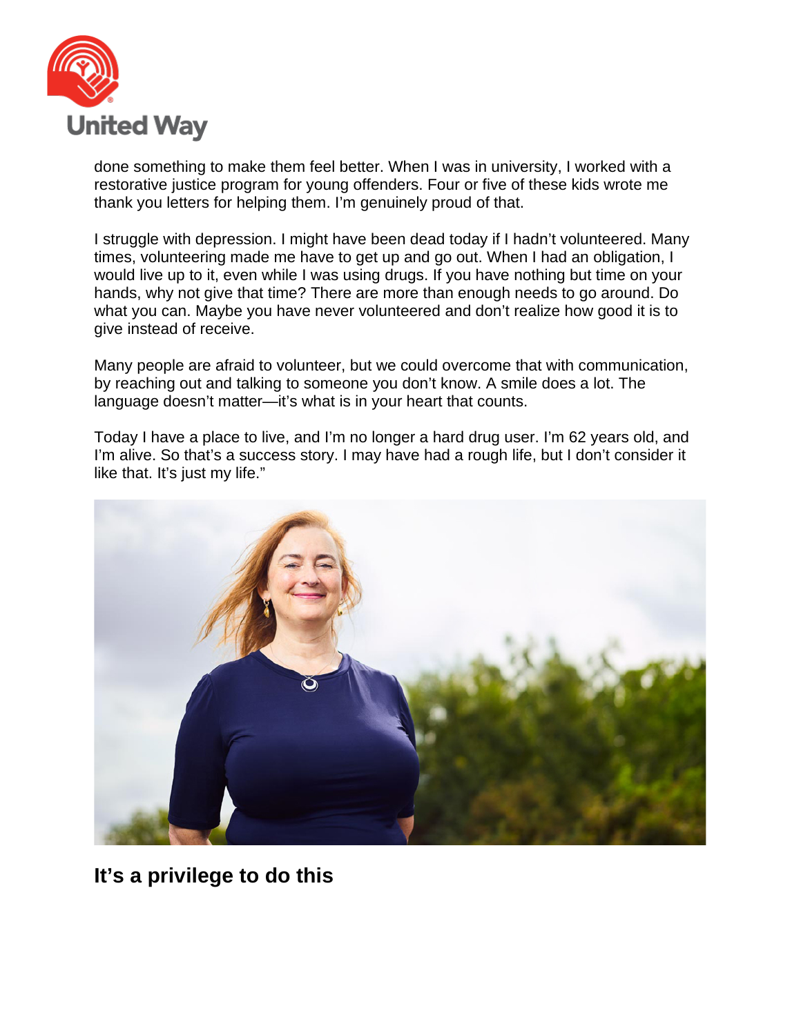done something to make them feel better. When I was in university, I worked with a restorative justice program for young offenders. Four or five of these kids wrote me thank you letters for helping them. I'm genuinely proud of that.

I struggle with depression. I might have been dead today if I hadn't volunteered. Many times, volunteering made me have to get up and go out. When I had an obligation, I would live up to it, even while I was using drugs. If you have nothing but time on your hands, why not give that time? There are more than enough needs to go around. Do what you can. Maybe you have never volunteered and don't realize how good it is to give instead of receive.

Many people are afraid to volunteer, but we could overcome that with communication, by reaching out and talking to someone you don't know. A smile does a lot. The language doesn't matter—it's what is in your heart that counts.

Today I have a place to live, and I'm no longer a hard drug user. I'm 62 years old, and I'm alive. So that's a success story. I may have had a rough life, but I don't consider it like that. It's just my life."

## It's a privilege to do this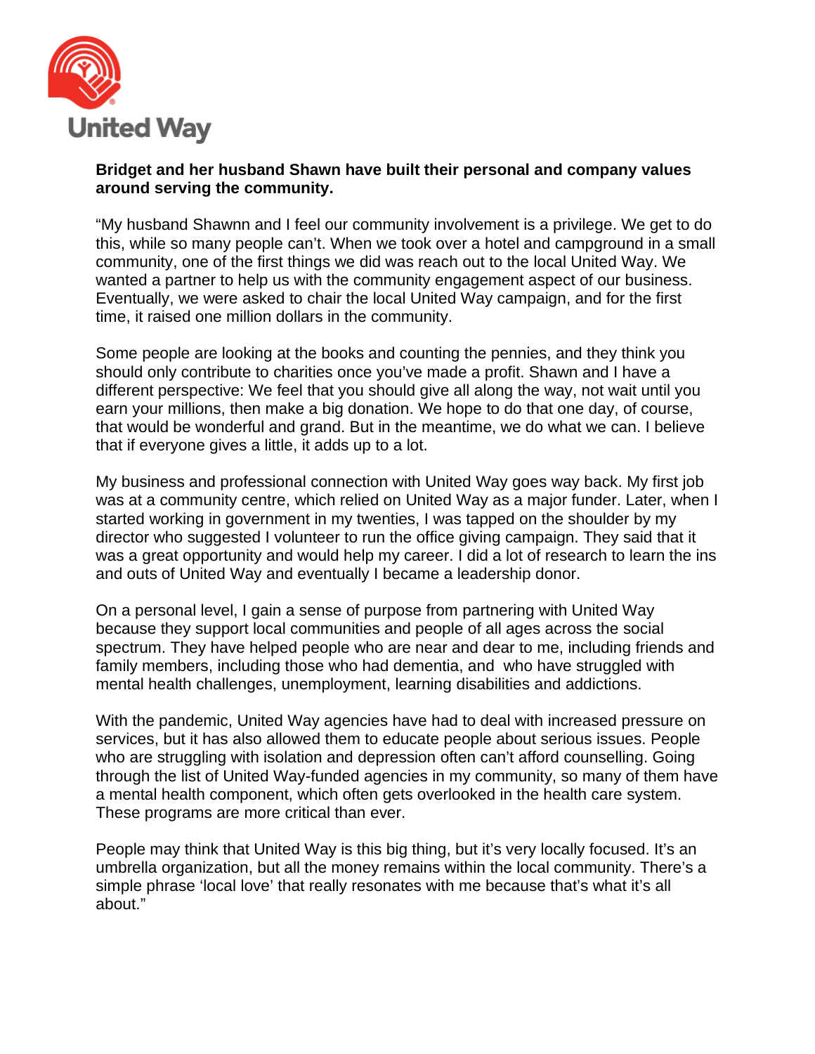**Bridget and her husband Shawn have built their personal and company values around serving the community.**

"My husband Shawnn and I feel our community involvement is a privilege. We get to do this, while so many people can't. When we took over a hotel and campground in a small community, one of the first things we did was reach out to the local United Way. We wanted a partner to help us with the community engagement aspect of our business. Eventually, we were asked to chair the local United Way campaign, and for the first time, it raised one million dollars in the community.

Some people are looking at the books and counting the pennies, and they think you should only contribute to charities once you've made a profit. Shawn and I have a different perspective: We feel that you should give all along the way, not wait until you earn your millions, then make a big donation. We hope to do that one day, of course, that would be wonderful and grand. But in the meantime, we do what we can. I believe that if everyone gives a little, it adds up to a lot.

My business and professional connection with United Way goes way back. My first job was at a community centre, which relied on United Way as a major funder. Later, when I started working in government in my twenties, I was tapped on the shoulder by my director who suggested I volunteer to run the office giving campaign. They said that it was a great opportunity and would help my career. I did a lot of research to learn the ins and outs of United Way and eventually I became a leadership donor.

On a personal level, I gain a sense of purpose from partnering with United Way because they support local communities and people of all ages across the social spectrum. They have helped people who are near and dear to me, including friends and family members, including those who had dementia, and who have struggled with mental health challenges, unemployment, learning disabilities and addictions.

With the pandemic, United Way agencies have had to deal with increased pressure on services, but it has also allowed them to educate people about serious issues. People who are struggling with isolation and depression often can't afford counselling. Going through the list of United Way-funded agencies in my community, so many of them have a mental health component, which often gets overlooked in the health care system. These programs are more critical than ever.

People may think that United Way is this big thing, but it's very locally focused. It's an umbrella organization, but all the money remains within the local community. There's a simple phrase 'local love' that really resonates with me because that's what it's all about."